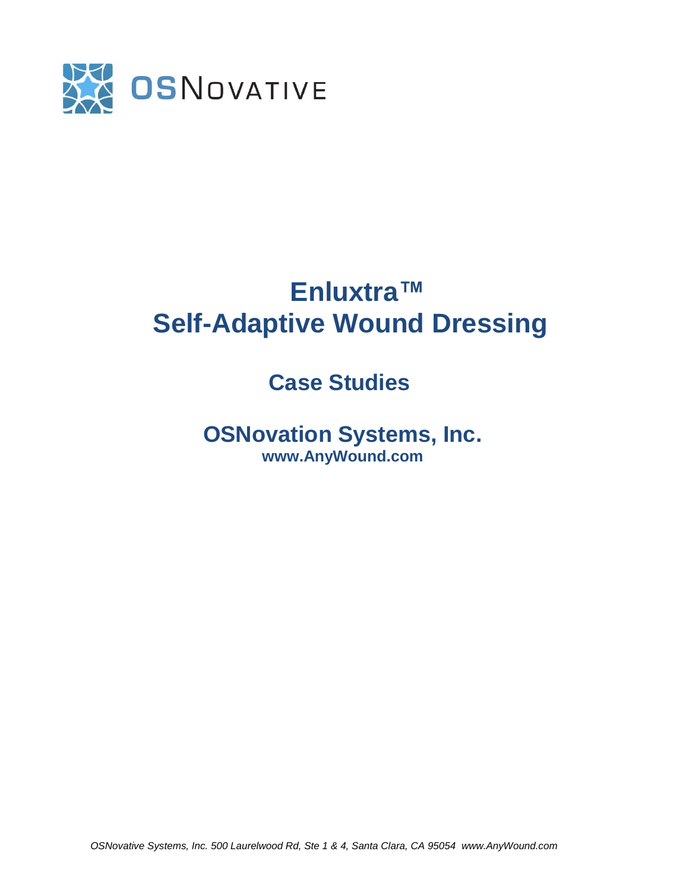OSNOVATIVE

# Enluxtra™
# Self-Adaptive Wound Dressing

## Case Studies

## OSNovation Systems, Inc.
**www.AnyWound.com**

*OSNovative Systems, Inc. 500 Laurelwood Rd, Ste 1 & 4, Santa Clara, CA 95054 www.AnyWound.com*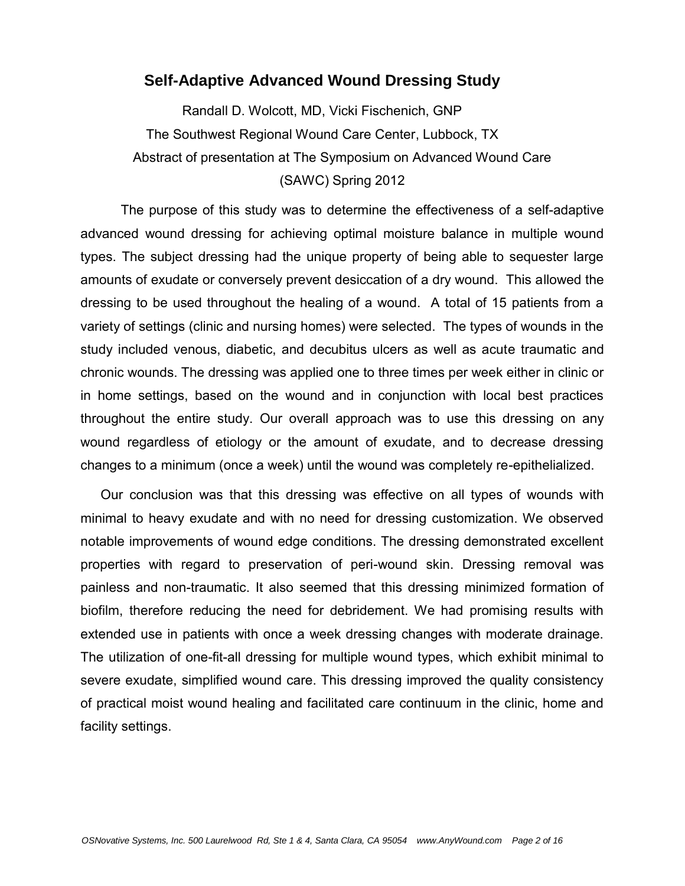## Self-Adaptive Advanced Wound Dressing Study

Randall D. Wolcott, MD, Vicki Fischenich, GNP

The Southwest Regional Wound Care Center, Lubbock, TX

Abstract of presentation at The Symposium on Advanced Wound Care (SAWC) Spring 2012

The purpose of this study was to determine the effectiveness of a self-adaptive advanced wound dressing for achieving optimal moisture balance in multiple wound types. The subject dressing had the unique property of being able to sequester large amounts of exudate or conversely prevent desiccation of a dry wound. This allowed the dressing to be used throughout the healing of a wound. A total of 15 patients from a variety of settings (clinic and nursing homes) were selected. The types of wounds in the study included venous, diabetic, and decubitus ulcers as well as acute traumatic and chronic wounds. The dressing was applied one to three times per week either in clinic or in home settings, based on the wound and in conjunction with local best practices throughout the entire study. Our overall approach was to use this dressing on any wound regardless of etiology or the amount of exudate, and to decrease dressing changes to a minimum (once a week) until the wound was completely re-epithelialized.

Our conclusion was that this dressing was effective on all types of wounds with minimal to heavy exudate and with no need for dressing customization. We observed notable improvements of wound edge conditions. The dressing demonstrated excellent properties with regard to preservation of peri-wound skin. Dressing removal was painless and non-traumatic. It also seemed that this dressing minimized formation of biofilm, therefore reducing the need for debridement. We had promising results with extended use in patients with once a week dressing changes with moderate drainage. The utilization of one-fit-all dressing for multiple wound types, which exhibit minimal to severe exudate, simplified wound care. This dressing improved the quality consistency of practical moist wound healing and facilitated care continuum in the clinic, home and facility settings.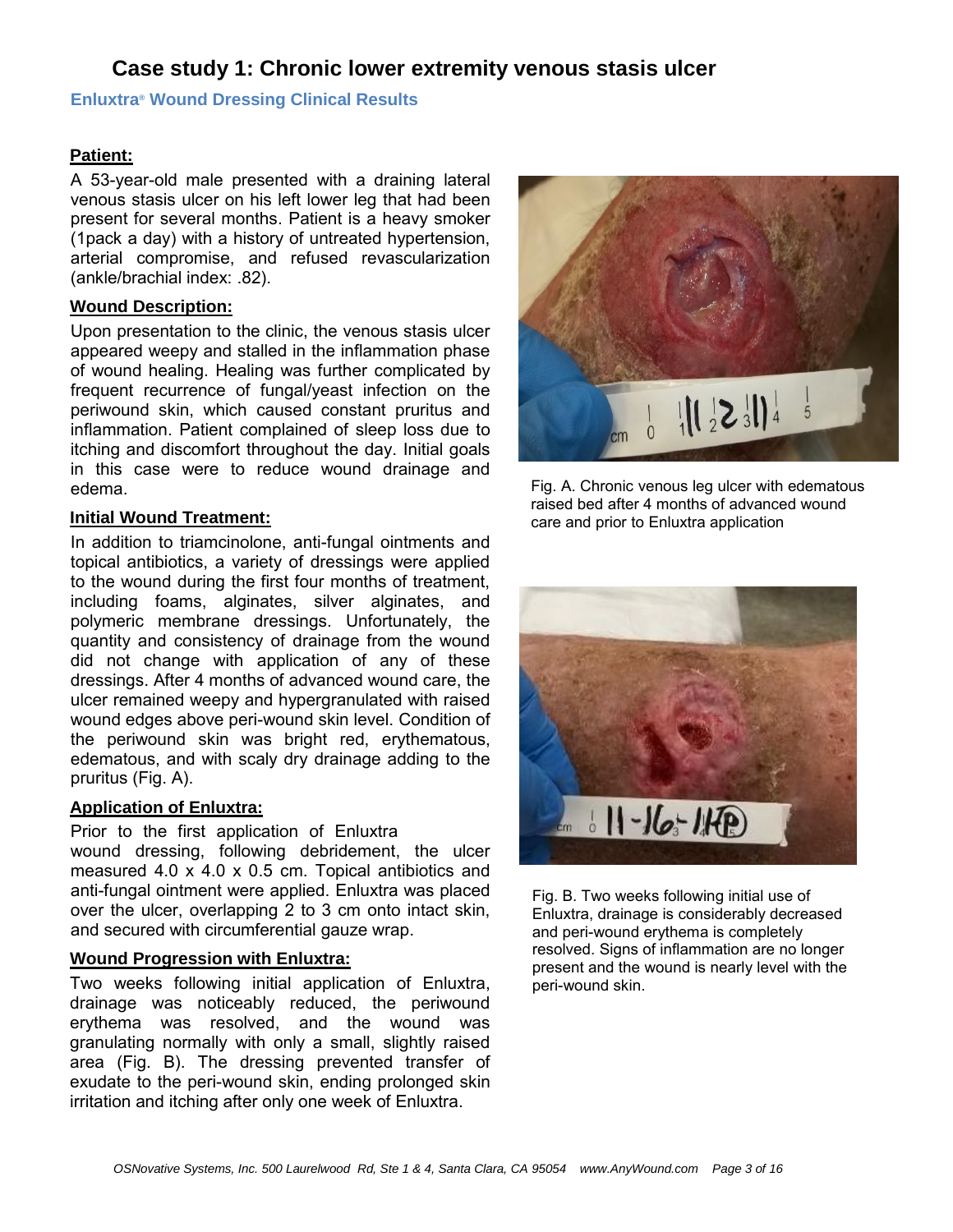# Case study 1: Chronic lower extremity venous stasis ulcer

**Enluxtra® Wound Dressing Clinical Results**

**Patient:**

A 53-year-old male presented with a draining lateral venous stasis ulcer on his left lower leg that had been present for several months. Patient is a heavy smoker (1pack a day) with a history of untreated hypertension, arterial compromise, and refused revascularization (ankle/brachial index: .82).

**Wound Description:**

Upon presentation to the clinic, the venous stasis ulcer appeared weepy and stalled in the inflammation phase of wound healing. Healing was further complicated by frequent recurrence of fungal/yeast infection on the periwound skin, which caused constant pruritus and inflammation. Patient complained of sleep loss due to itching and discomfort throughout the day. Initial goals in this case were to reduce wound drainage and edema.

**Initial Wound Treatment:**

In addition to triamcinolone, anti-fungal ointments and topical antibiotics, a variety of dressings were applied to the wound during the first four months of treatment, including foams, alginates, silver alginates, and polymeric membrane dressings. Unfortunately, the quantity and consistency of drainage from the wound did not change with application of any of these dressings. After 4 months of advanced wound care, the ulcer remained weepy and hypergranulated with raised wound edges above peri-wound skin level. Condition of the periwound skin was bright red, erythematous, edematous, and with scaly dry drainage adding to the pruritus (Fig. A).

Fig. A. Chronic venous leg ulcer with edematous raised bed after 4 months of advanced wound care and prior to Enluxtra application

**Application of Enluxtra:**

Prior to the first application of Enluxtra wound dressing, following debridement, the ulcer measured 4.0 x 4.0 x 0.5 cm. Topical antibiotics and anti-fungal ointment were applied. Enluxtra was placed over the ulcer, overlapping 2 to 3 cm onto intact skin, and secured with circumferential gauze wrap.

**Wound Progression with Enluxtra:**

Two weeks following initial application of Enluxtra, drainage was noticeably reduced, the periwound erythema was resolved, and the wound was granulating normally with only a small, slightly raised area (Fig. B). The dressing prevented transfer of exudate to the peri-wound skin, ending prolonged skin irritation and itching after only one week of Enluxtra.

Fig. B. Two weeks following initial use of Enluxtra, drainage is considerably decreased and peri-wound erythema is completely resolved. Signs of inflammation are no longer present and the wound is nearly level with the peri-wound skin.

*OSNovative Systems, Inc. 500 Laurelwood Rd, Ste 1 & 4, Santa Clara, CA 95054 www.AnyWound.com*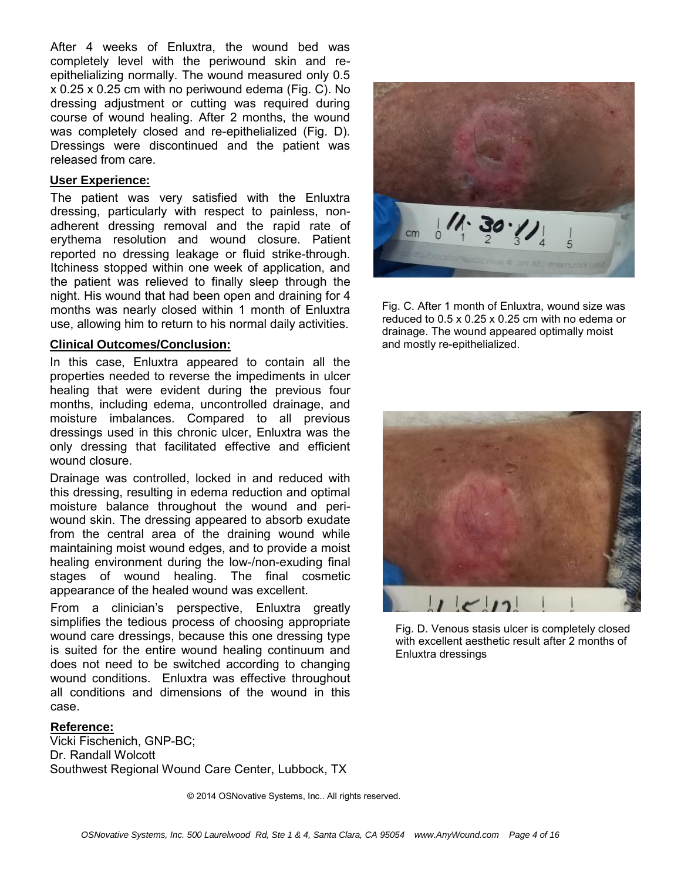After 4 weeks of Enluxtra, the wound bed was completely level with the periwound skin and re-epithelializing normally. The wound measured only 0.5 x 0.25 x 0.25 cm with no periwound edema (Fig. C). No dressing adjustment or cutting was required during course of wound healing. After 2 months, the wound was completely closed and re-epithelialized (Fig. D). Dressings were discontinued and the patient was released from care.

**User Experience:**

The patient was very satisfied with the Enluxtra dressing, particularly with respect to painless, non-adherent dressing removal and the rapid rate of erythema resolution and wound closure. Patient reported no dressing leakage or fluid strike-through. Itchiness stopped within one week of application, and the patient was relieved to finally sleep through the night. His wound that had been open and draining for 4 months was nearly closed within 1 month of Enluxtra use, allowing him to return to his normal daily activities.

**Clinical Outcomes/Conclusion:**

In this case, Enluxtra appeared to contain all the properties needed to reverse the impediments in ulcer healing that were evident during the previous four months, including edema, uncontrolled drainage, and moisture imbalances. Compared to all previous dressings used in this chronic ulcer, Enluxtra was the only dressing that facilitated effective and efficient wound closure.

Drainage was controlled, locked in and reduced with this dressing, resulting in edema reduction and optimal moisture balance throughout the wound and peri-wound skin. The dressing appeared to absorb exudate from the central area of the draining wound while maintaining moist wound edges, and to provide a moist healing environment during the low-/non-exuding final stages of wound healing. The final cosmetic appearance of the healed wound was excellent.

From a clinician's perspective, Enluxtra greatly simplifies the tedious process of choosing appropriate wound care dressings, because this one dressing type is suited for the entire wound healing continuum and does not need to be switched according to changing wound conditions. Enluxtra was effective throughout all conditions and dimensions of the wound in this case.

**Reference:**

Vicki Fischenich, GNP-BC;
Dr. Randall Wolcott
Southwest Regional Wound Care Center, Lubbock, TX

Fig. C. After 1 month of Enluxtra, wound size was reduced to 0.5 x 0.25 x 0.25 cm with no edema or drainage. The wound appeared optimally moist and mostly re-epithelialized.

Fig. D. Venous stasis ulcer is completely closed with excellent aesthetic result after 2 months of Enluxtra dressings

© 2014 OSNovative Systems, Inc.. All rights reserved.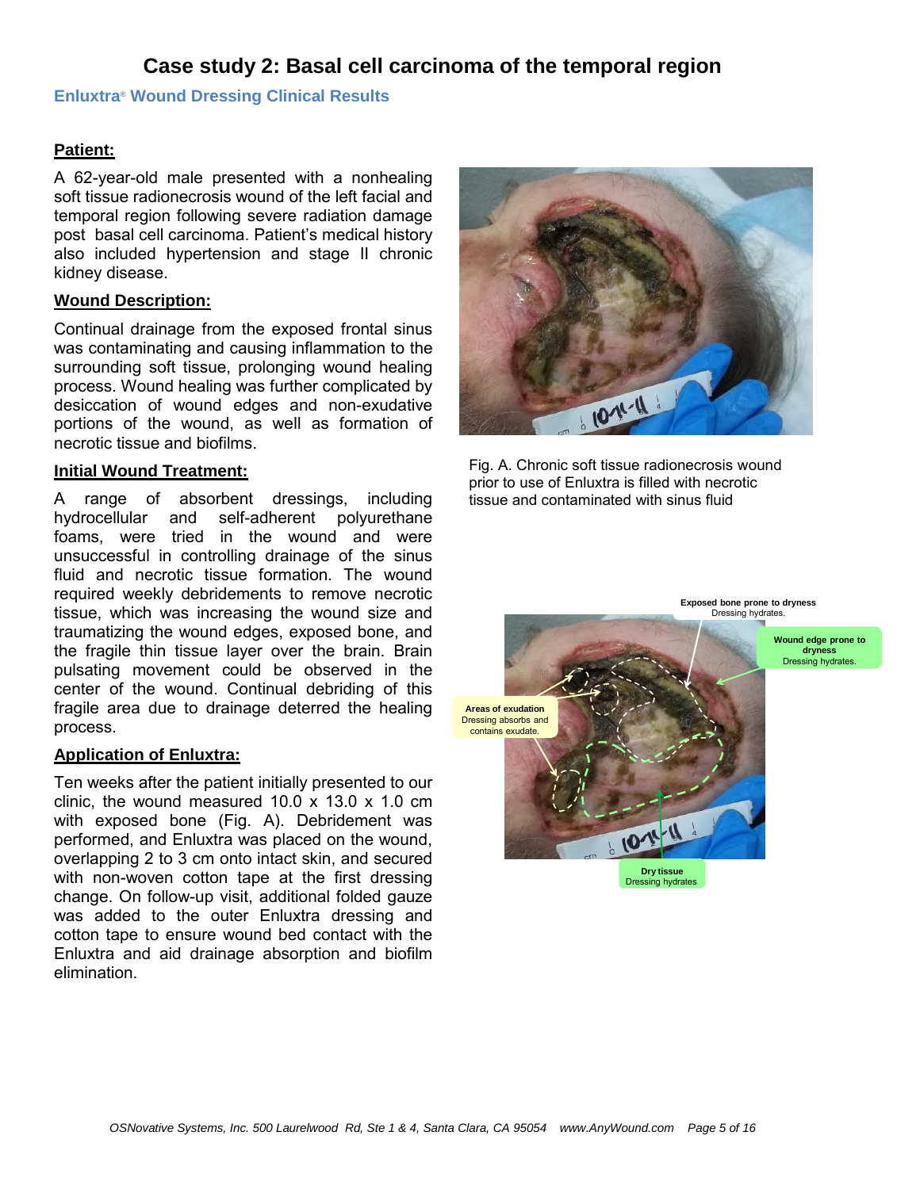# Case study 2: Basal cell carcinoma of the temporal region

## Enluxtra® Wound Dressing Clinical Results

### Patient:

A 62-year-old male presented with a nonhealing soft tissue radionecrosis wound of the left facial and temporal region following severe radiation damage post basal cell carcinoma. Patient's medical history also included hypertension and stage II chronic kidney disease.

### Wound Description:

Continual drainage from the exposed frontal sinus was contaminating and causing inflammation to the surrounding soft tissue, prolonging wound healing process. Wound healing was further complicated by desiccation of wound edges and non-exudative portions of the wound, as well as formation of necrotic tissue and biofilms.

### Initial Wound Treatment:

A range of absorbent dressings, including hydrocellular and self-adherent polyurethane foams, were tried in the wound and were unsuccessful in controlling drainage of the sinus fluid and necrotic tissue formation. The wound required weekly debridements to remove necrotic tissue, which was increasing the wound size and traumatizing the wound edges, exposed bone, and the fragile thin tissue layer over the brain. Brain pulsating movement could be observed in the center of the wound. Continual debriding of this fragile area due to drainage deterred the healing process.

### Application of Enluxtra:

Ten weeks after the patient initially presented to our clinic, the wound measured 10.0 x 13.0 x 1.0 cm with exposed bone (Fig. A). Debridement was performed, and Enluxtra was placed on the wound, overlapping 2 to 3 cm onto intact skin, and secured with non-woven cotton tape at the first dressing change. On follow-up visit, additional folded gauze was added to the outer Enluxtra dressing and cotton tape to ensure wound contact with the Enluxtra and aid drainage absorption and biofilm elimination.

Fig. A. Chronic soft tissue radionecrosis wound prior to use of Enluxtra is filled with necrotic tissue and contaminated with sinus fluid

**Exposed bone prone to dryness** Dressing hydrates.

**Wound edge prone to dryness** Dressing hydrates.

**Areas of exudation** Dressing absorbs and contains exudate.

**Dry tissue** Dressing hydrates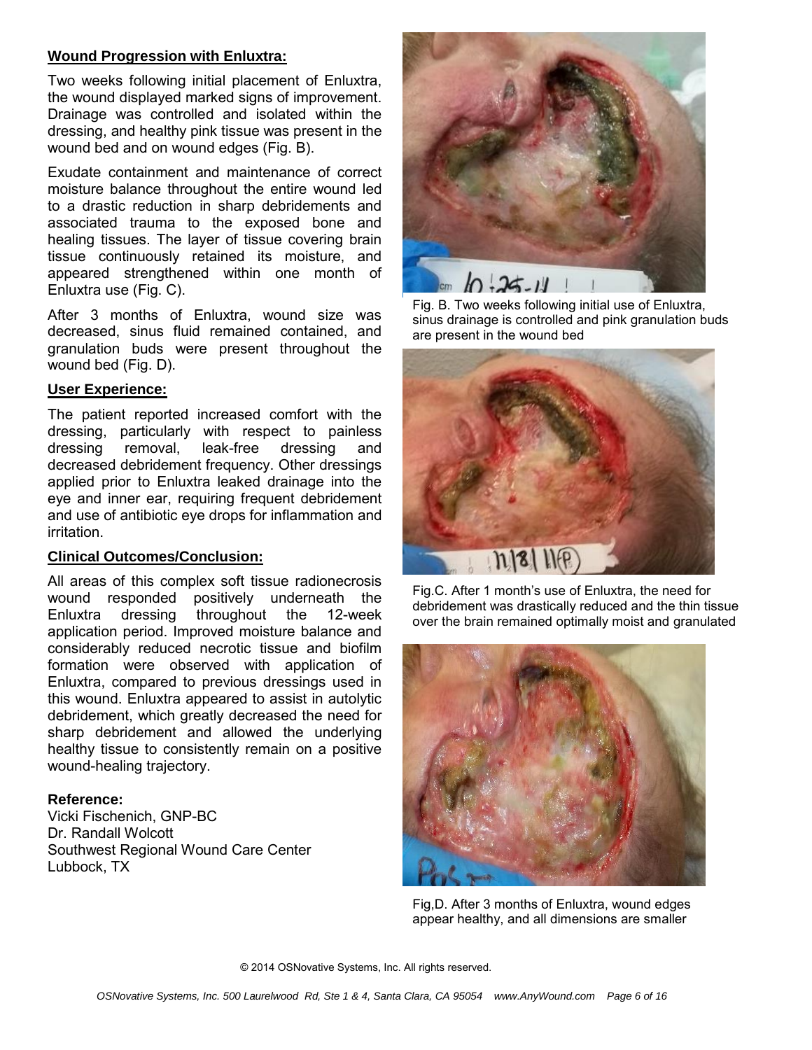**Wound Progression with Enluxtra:**

Two weeks following initial placement of Enluxtra, the wound displayed marked signs of improvement. Drainage was controlled and isolated within the dressing, and healthy pink tissue was present in the wound bed and on wound edges (Fig. B).

Exudate containment and maintenance of correct moisture balance throughout the entire wound led to a drastic reduction in sharp debridements and associated trauma to the exposed bone and healing tissues. The layer of tissue covering brain tissue continuously retained its moisture, and appeared strengthened within one month of Enluxtra use (Fig. C).

After 3 months of Enluxtra, wound size was decreased, sinus fluid remained contained, and granulation buds were present throughout the wound bed (Fig. D).

**User Experience:**

The patient reported increased comfort with the dressing, particularly with respect to painless dressing removal, leak-free dressing and decreased debridement frequency. Other dressings applied prior to Enluxtra leaked drainage into the eye and inner ear, requiring frequent debridement and use of antibiotic eye drops for inflammation and irritation.

**Clinical Outcomes/Conclusion:**

All areas of this complex soft tissue radionecrosis wound responded positively underneath the Enluxtra dressing throughout the 12-week application period. Improved moisture balance and considerably reduced necrotic tissue and biofilm formation were observed with application of Enluxtra, compared to previous dressings used in this wound. Enluxtra appeared to assist in autolytic debridement, which greatly decreased the need for sharp debridement and allowed the underlying healthy tissue to consistently remain on a positive wound-healing trajectory.

**Reference:**
Vicki Fischenich, GNP-BC
Dr. Randall Wolcott
Southwest Regional Wound Care Center
Lubbock, TX

Fig. B. Two weeks following initial use of Enluxtra, sinus drainage is controlled and pink granulation buds are present in the wound bed

Fig.C. After 1 month's use of Enluxtra, the need for debridement was drastically reduced and the thin tissue over the brain remained optimally moist and granulated

Fig,D. After 3 months of Enluxtra, wound edges appear healthy, and all dimensions are smaller

© 2014 OSNovative Systems, Inc. All rights reserved.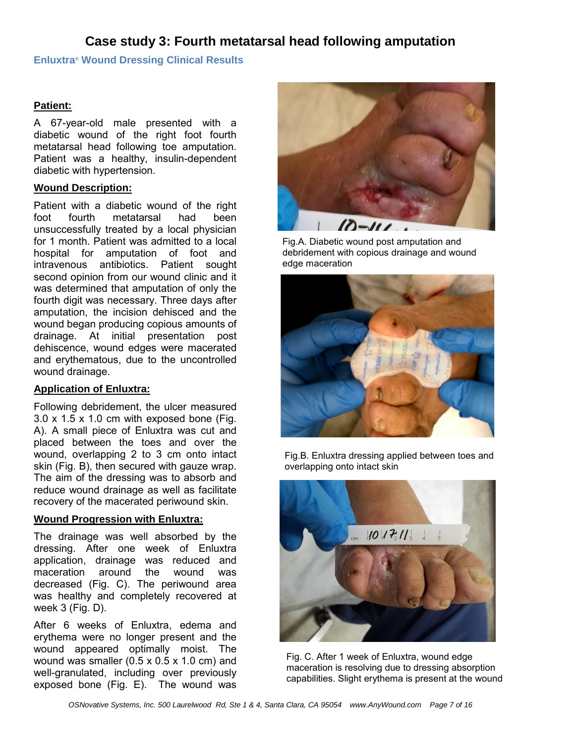# Case study 3: Fourth metatarsal head following amputation

## Enluxtra® Wound Dressing Clinical Results

### Patient:

A 67-year-old male presented with a diabetic wound of the right foot fourth metatarsal head following toe amputation. Patient was a healthy, insulin-dependent diabetic with hypertension.

### Wound Description:

Patient with a diabetic wound of the right foot fourth metatarsal had been unsuccessfully treated by a local physician for 1 month. Patient was admitted to a local hospital for amputation of foot and intravenous antibiotics. Patient sought second opinion from our wound clinic and it was determined that amputation of only the fourth digit was necessary. Three days after amputation, the incision dehisced and the wound began producing copious amounts of drainage. At initial presentation post dehiscence, wound edges were macerated and erythematous, due to the uncontrolled wound drainage.

### Application of Enluxtra:

Following debridement, the ulcer measured 3.0 x 1.5 x 1.0 cm with exposed bone (Fig. A). A small piece of Enluxtra was cut and placed between the toes and over the wound, overlapping 2 to 3 cm onto intact skin (Fig. B), then secured with gauze wrap. The aim of the dressing was to absorb and reduce wound drainage as well as facilitate recovery of the macerated periwound skin.

### Wound Progression with Enluxtra:

The drainage was well absorbed by the dressing. After one week of Enluxtra application, drainage was reduced and maceration around the wound was decreased (Fig. C). The periwound area was healthy and completely recovered at week 3 (Fig. D).

After 6 weeks of Enluxtra, edema and erythema were no longer present and the wound appeared optimally moist. The wound was smaller (0.5 x 0.5 x 1.0 cm) and well-granulated, including over previously exposed bone (Fig. E). The wound was

Fig.A. Diabetic wound post amputation and debridement with copious drainage and wound edge maceration

Fig.B. Enluxtra dressing applied between toes and overlapping onto intact skin

Fig. C. After 1 week of Enluxtra, wound edge maceration is resolving due to dressing absorption capabilities. Slight erythema is present at the wound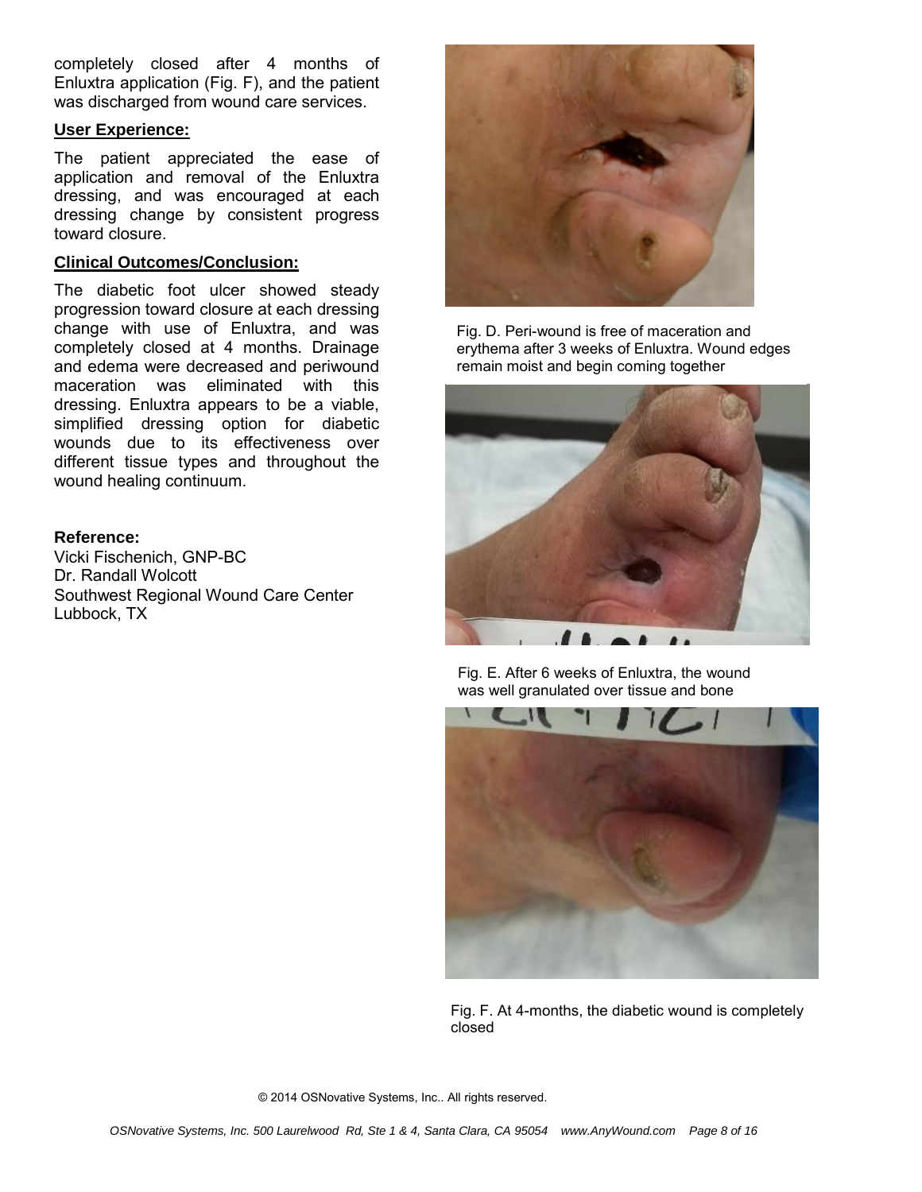completely closed after 4 months of Enluxtra application (Fig. F), and the patient was discharged from wound care services.

**User Experience:**

The patient appreciated the ease of application and removal of the Enluxtra dressing, and was encouraged at each dressing change by consistent progress toward closure.

**Clinical Outcomes/Conclusion:**

The diabetic foot ulcer showed steady progression toward closure at each dressing change with use of Enluxtra, and was completely closed at 4 months. Drainage and edema were decreased and periwound maceration was eliminated with this dressing. Enluxtra appears to be a viable, simplified dressing option for diabetic wounds due to its effectiveness over different tissue types and throughout the wound healing continuum.

**Reference:**
Vicki Fischenich, GNP-BC
Dr. Randall Wolcott
Southwest Regional Wound Care Center
Lubbock, TX

Fig. D. Peri-wound is free of maceration and erythema after 3 weeks of Enluxtra. Wound edges remain moist and begin coming together

Fig. E. After 6 weeks of Enluxtra, the wound was well granulated over tissue and bone

Fig. F. At 4-months, the diabetic wound is completely closed

© 2014 OSNovative Systems, Inc.. All rights reserved.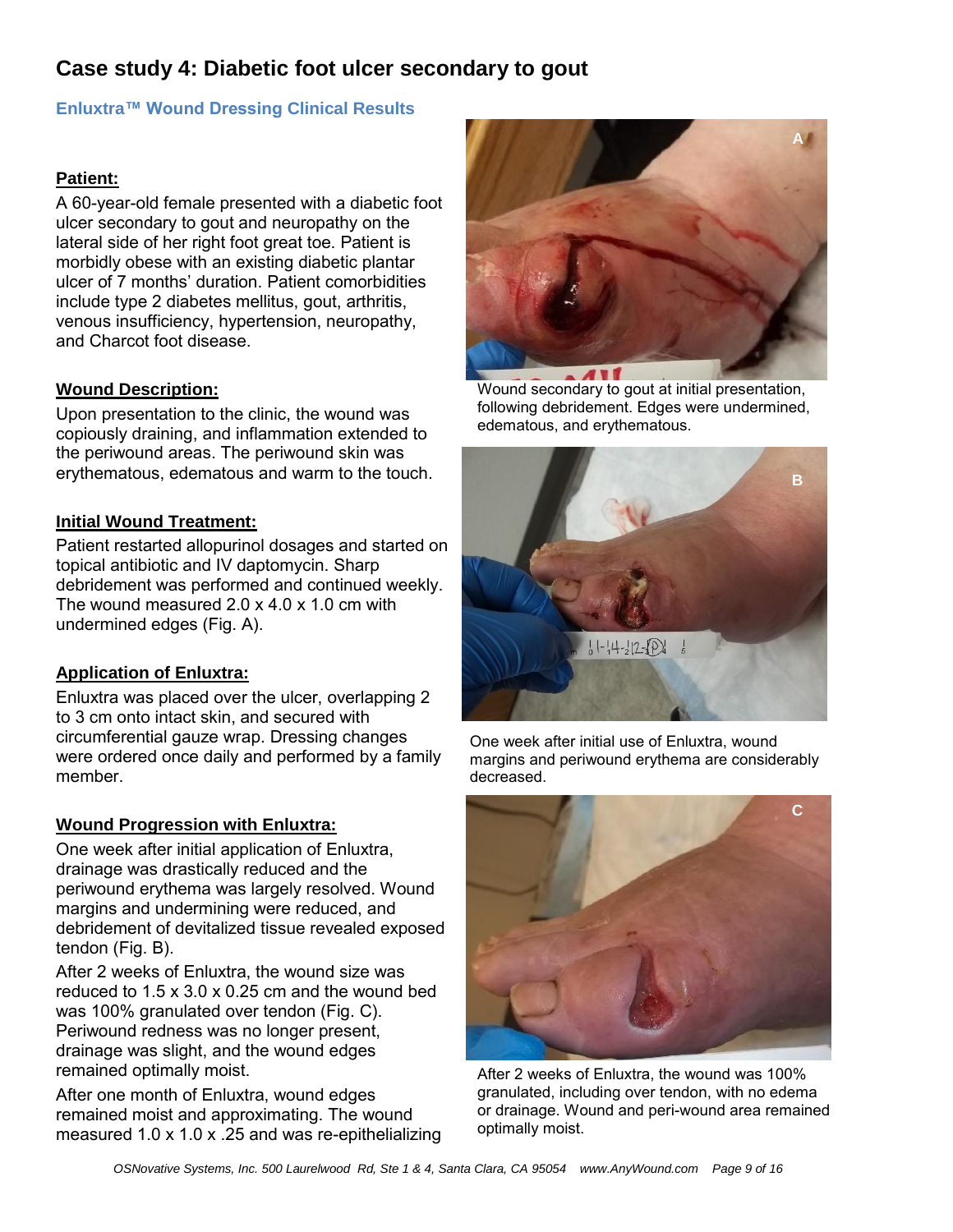# Case study 4: Diabetic foot ulcer secondary to gout

## Enluxtra™ Wound Dressing Clinical Results

**Patient:**

A 60-year-old female presented with a diabetic foot ulcer secondary to gout and neuropathy on the lateral side of her right foot great toe. Patient is morbidly obese with an existing diabetic plantar ulcer of 7 months' duration. Patient comorbidities include type 2 diabetes mellitus, gout, arthritis, venous insufficiency, hypertension, neuropathy, and Charcot foot disease.

**Wound Description:**

Upon presentation to the clinic, the wound was copiously draining, and inflammation extended to the periwound areas. The periwound skin was erythematous, edematous and warm to the touch.

**Initial Wound Treatment:**

Patient restarted allopurinol dosages and started on topical antibiotic and IV daptomycin. Sharp debridement was performed and continued weekly. The wound measured 2.0 x 4.0 x 1.0 cm with undermined edges (Fig. A).

**Application of Enluxtra:**

Enluxtra was placed over the ulcer, overlapping 2 to 3 cm onto intact skin, and secured with circumferential gauze wrap. Dressing changes were ordered once daily and performed by a family member.

**Wound Progression with Enluxtra:**

One week after initial application of Enluxtra, drainage was drastically reduced and the periwound erythema was largely resolved. Wound margins and undermining were reduced, and debridement of devitalized tissue revealed exposed tendon (Fig. B).

After 2 weeks of Enluxtra, the wound size was reduced to 1.5 x 3.0 x 0.25 cm and the wound bed was 100% granulated over tendon (Fig. C). Periwound redness was no longer present, drainage was slight, and the wound edges remained optimally moist.

After one month of Enluxtra, wound edges remained moist and approximating. The wound measured 1.0 x 1.0 x .25 and was re-epithelializing

Wound secondary to gout at initial presentation, following debridement. Edges were undermined, edematous, and erythematous.

One week after initial use of Enluxtra, wound margins and periwound erythema are considerably decreased.

After 2 weeks of Enluxtra, the wound was 100% granulated, including over tendon, with no edema or drainage. Wound and peri-wound area remained optimally moist.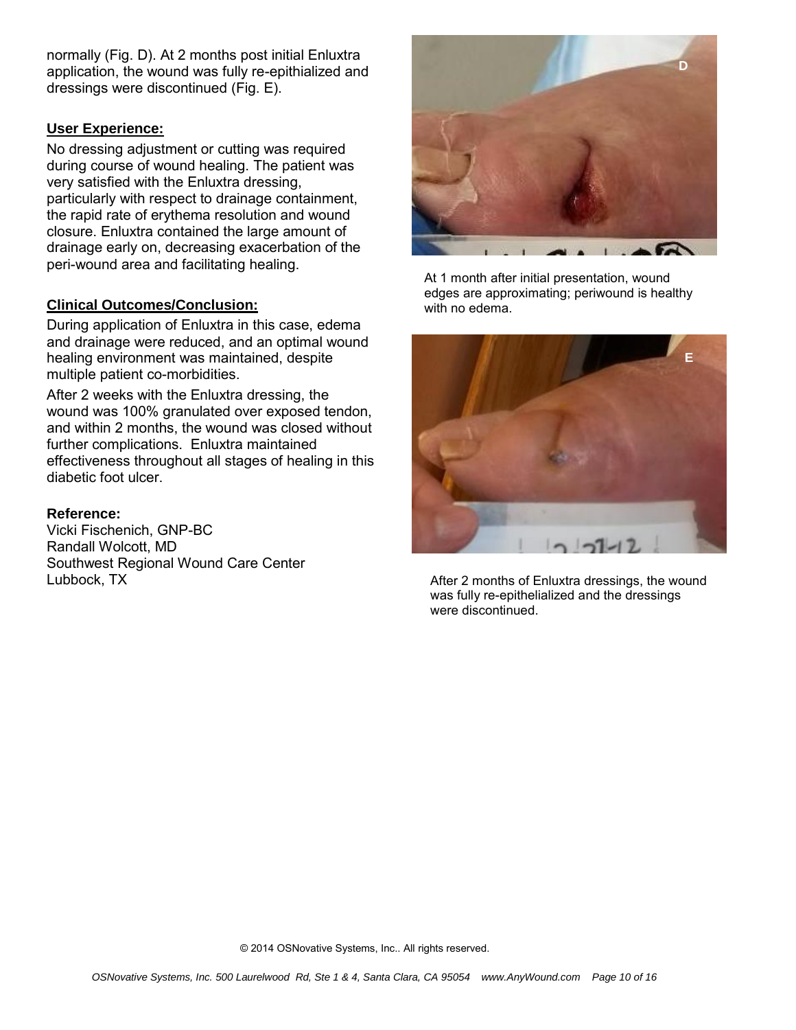normally (Fig. D). At 2 months post initial Enluxtra application, the wound was fully re-epithialized and dressings were discontinued (Fig. E).

**User Experience:**

No dressing adjustment or cutting was required during course of wound healing. The patient was very satisfied with the Enluxtra dressing, particularly with respect to drainage containment, the rapid rate of erythema resolution and wound closure. Enluxtra contained the large amount of drainage early on, decreasing exacerbation of the peri-wound area and facilitating healing.

**Clinical Outcomes/Conclusion:**

During application of Enluxtra in this case, edema and drainage were reduced, and an optimal wound healing environment was maintained, despite multiple patient co-morbidities.

After 2 weeks with the Enluxtra dressing, the wound was 100% granulated over exposed tendon, and within 2 months, the wound was closed without further complications. Enluxtra maintained effectiveness throughout all stages of healing in this diabetic foot ulcer.

**Reference:**

Vicki Fischenich, GNP-BC
Randall Wolcott, MD
Southwest Regional Wound Care Center
Lubbock, TX

At 1 month after initial presentation, wound edges are approximating; periwound is healthy with no edema.

After 2 months of Enluxtra dressings, the wound was fully re-epithelialized and the dressings were discontinued.

© 2014 OSNovative Systems, Inc.. All rights reserved.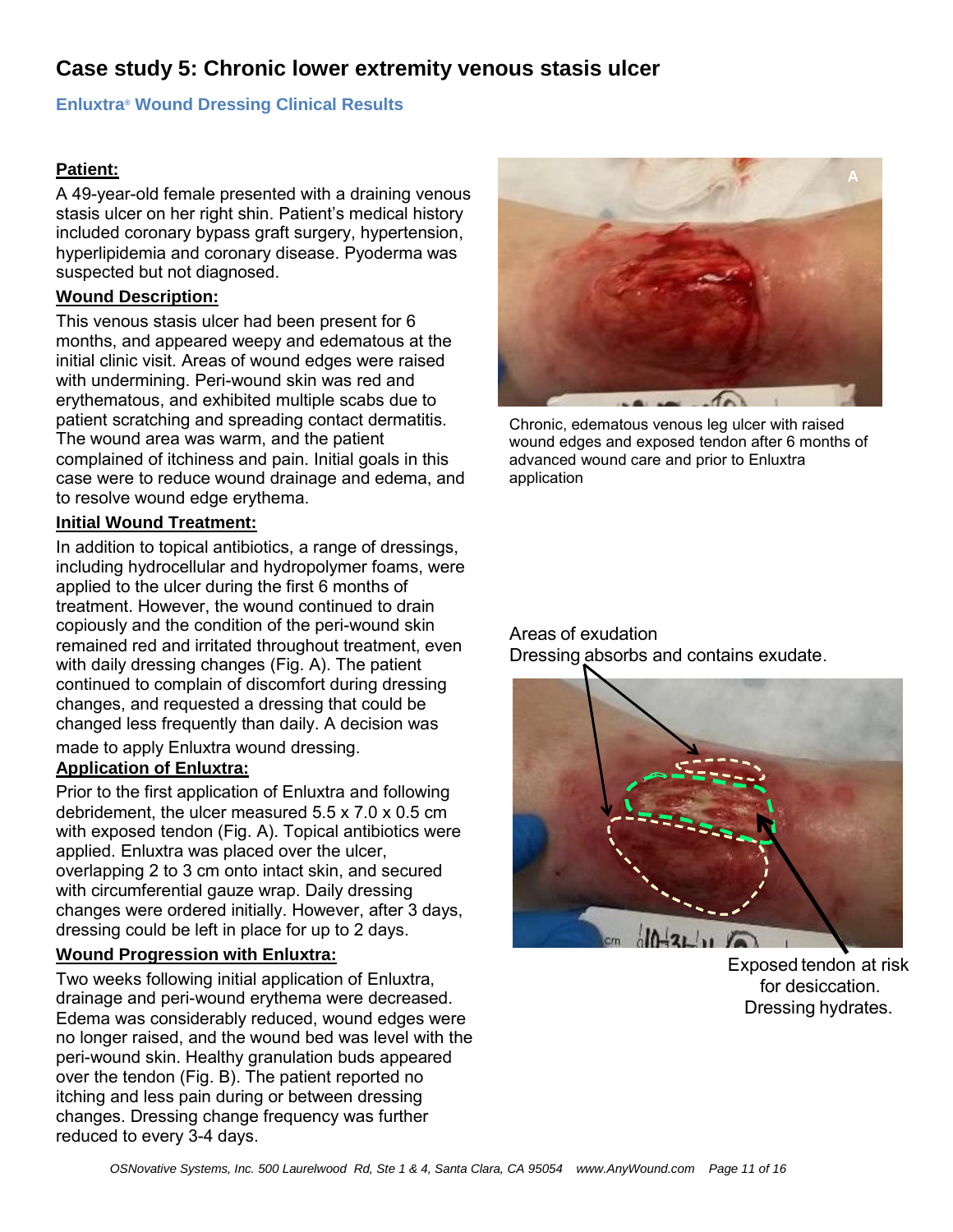# Case study 5: Chronic lower extremity venous stasis ulcer

### Enluxtra® Wound Dressing Clinical Results

**Patient:**

A 49-year-old female presented with a draining venous stasis ulcer on her right shin. Patient's medical history included coronary bypass graft surgery, hypertension, hyperlipidemia and coronary disease. Pyoderma was suspected but not diagnosed.

**Wound Description:**

This venous stasis ulcer had been present for 6 months, and appeared weepy and edematous at the initial clinic visit. Areas of wound edges were raised with undermining. Peri-wound skin was red and erythematous, and exhibited multiple scabs due to patient scratching and spreading contact dermatitis. The wound area was warm, and the patient complained of itchiness and pain. Initial goals in this case were to reduce wound drainage and edema, and to resolve wound edge erythema.

**Initial Wound Treatment:**

In addition to topical antibiotics, a range of dressings, including hydrocellular and hydropolymer foams, were applied to the ulcer during the first 6 months of treatment. However, the wound continued to drain copiously and the condition of the peri-wound skin remained red and irritated throughout treatment, even with daily dressing changes (Fig. A). The patient continued to complain of discomfort during dressing changes, and requested a dressing that could be changed less frequently than daily. A decision was made to apply Enluxtra wound dressing.

**Application of Enluxtra:**

Prior to the first application of Enluxtra and following debridement, the ulcer measured 5.5 x 7.0 x 0.5 cm with exposed tendon (Fig. A). Topical antibiotics were applied. Enluxtra was placed over the ulcer, overlapping 2 to 3 cm onto intact skin, and secured with circumferential gauze wrap. Daily dressing changes were ordered initially. However, after 3 days, dressing could be left in place for up to 2 days.

**Wound Progression with Enluxtra:**

Two weeks following initial application of Enluxtra, drainage and peri-wound erythema were decreased. Edema was considerably reduced, wound edges were no longer raised, and the wound bed was level with the peri-wound skin. Healthy granulation buds appeared over the tendon (Fig. B). The patient reported no itching and less pain during or between dressing changes. Dressing change frequency was further reduced to every 3-4 days.

A

Chronic, edematous venous leg ulcer with raised wound edges and exposed tendon after 6 months of advanced wound care and prior to Enluxtra application

Areas of exudation
Dressing absorbs and contains exudate.

Exposed tendon at risk for desiccation.
Dressing hydrates.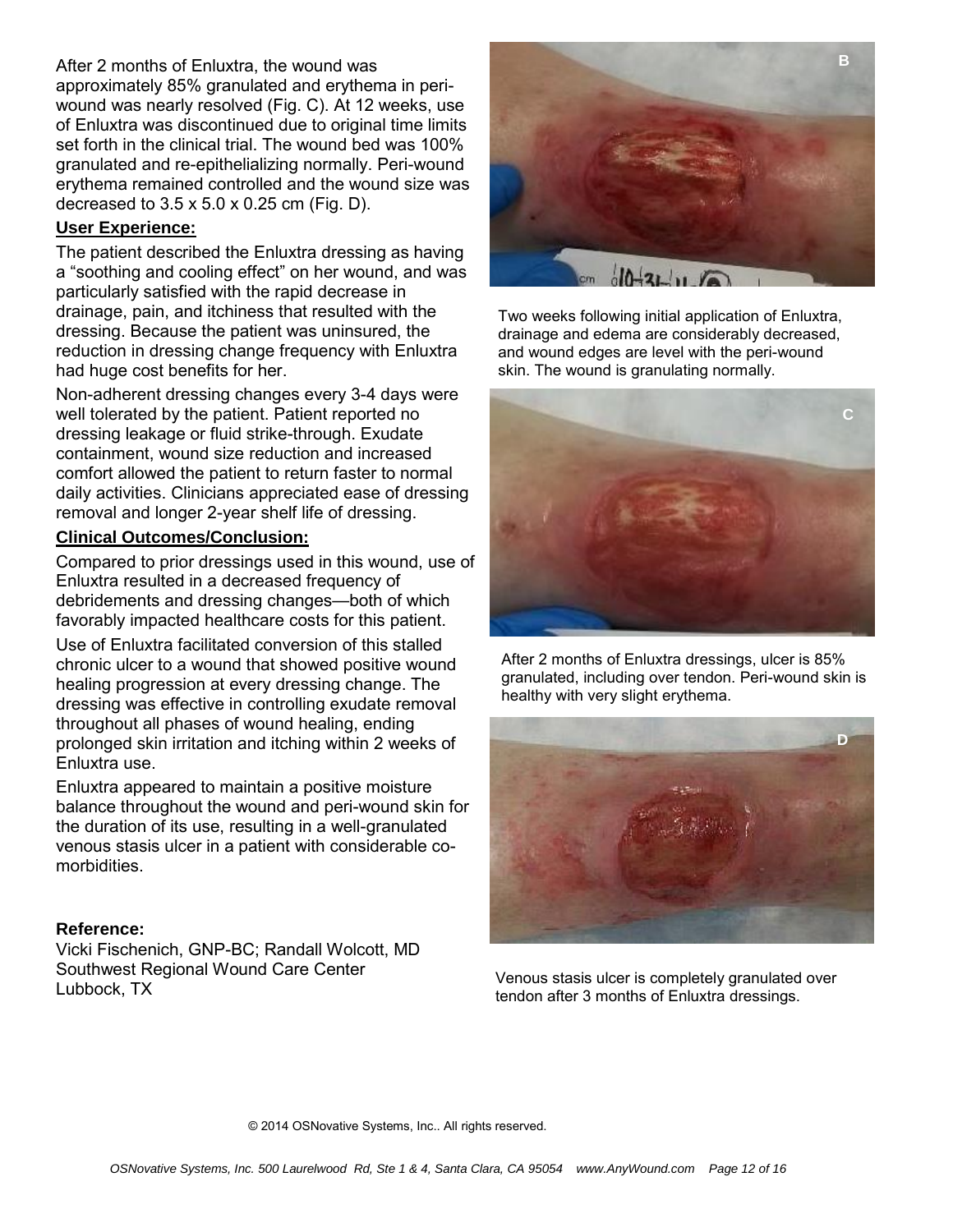After 2 months of Enluxtra, the wound was approximately 85% granulated and erythema in peri-wound was nearly resolved (Fig. C). At 12 weeks, use of Enluxtra was discontinued due to original time limits set forth in the clinical trial. The wound bed was 100% granulated and re-epithelializing normally. Peri-wound erythema remained controlled and the wound size was decreased to 3.5 x 5.0 x 0.25 cm (Fig. D).

**User Experience:**

The patient described the Enluxtra dressing as having a "soothing and cooling effect" on her wound, and was particularly satisfied with the rapid decrease in drainage, pain, and itchiness that resulted with the dressing. Because the patient was uninsured, the reduction in dressing change frequency with Enluxtra had huge cost benefits for her.

Non-adherent dressing changes every 3-4 days were well tolerated by the patient. Patient reported no dressing leakage or fluid strike-through. Exudate containment, wound size reduction and increased comfort allowed the patient to return faster to normal daily activities. Clinicians appreciated ease of dressing removal and longer 2-year shelf life of dressing.

**Clinical Outcomes/Conclusion:**

Compared to prior dressings used in this wound, use of Enluxtra resulted in a decreased frequency of debridements and dressing changes—both of which favorably impacted healthcare costs for this patient.

Use of Enluxtra facilitated conversion of this stalled chronic ulcer to a wound that showed positive wound healing progression at every dressing change. The dressing was effective in controlling exudate removal throughout all phases of wound healing, ending prolonged skin irritation and itching within 2 weeks of Enluxtra use.

Enluxtra appeared to maintain a positive moisture balance throughout the wound and peri-wound skin for the duration of its use, resulting in a well-granulated venous stasis ulcer in a patient with considerable co-morbidities.

**Reference:**

Vicki Fischenich, GNP-BC; Randall Wolcott, MD
Southwest Regional Wound Care Center
Lubbock, TX

Two weeks following initial application of Enluxtra, drainage and edema are considerably decreased, and wound edges are level with the peri-wound skin. The wound is granulating normally.

After 2 months of Enluxtra dressings, ulcer is 85% granulated, including over tendon. Peri-wound skin is healthy with very slight erythema.

Venous stasis ulcer is completely granulated over tendon after 3 months of Enluxtra dressings.

© 2014 OSNovative Systems, Inc.. All rights reserved.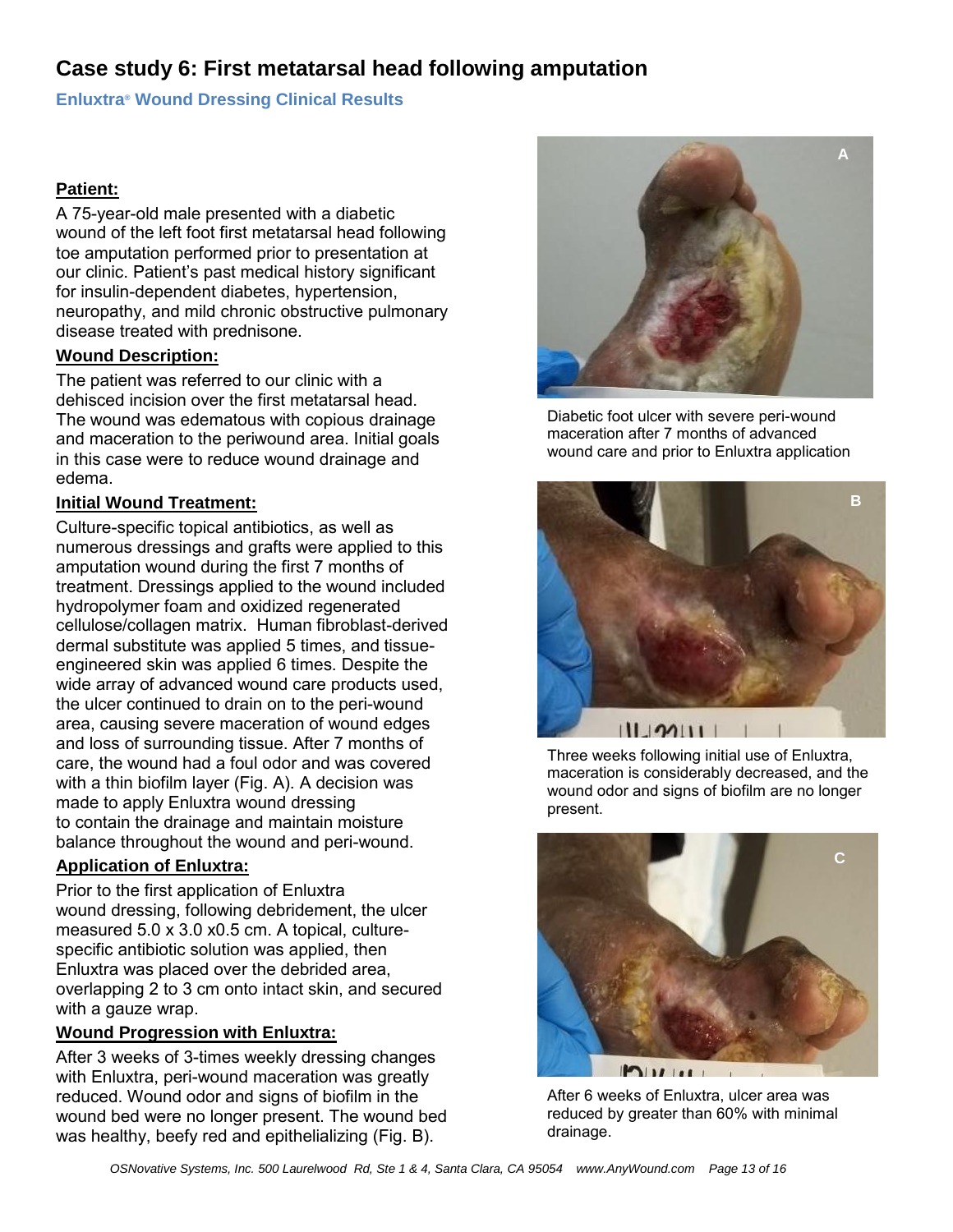# Case study 6: First metatarsal head following amputation

**Enluxtra® Wound Dressing Clinical Results**

**Patient:**

A 75-year-old male presented with a diabetic wound of the left foot first metatarsal head following toe amputation performed prior to presentation at our clinic. Patient's past medical history significant for insulin-dependent diabetes, hypertension, neuropathy, and mild chronic obstructive pulmonary disease treated with prednisone.

**Wound Description:**

The patient was referred to our clinic with a dehisced incision over the first metatarsal head. The wound was edematous with copious drainage and maceration to the periwound area. Initial goals in this case were to reduce wound drainage and edema.

**Initial Wound Treatment:**

Culture-specific topical antibiotics, as well as numerous dressings and grafts were applied to this amputation wound during the first 7 months of treatment. Dressings applied to the wound included hydropolymer foam and oxidized regenerated cellulose/collagen matrix. Human fibroblast-derived dermal substitute was applied 5 times, and tissue-engineered skin was applied 6 times. Despite the wide array of advanced wound care products used, the ulcer continued to drain on to the peri-wound area, causing severe maceration of wound edges and loss of surrounding tissue. After 7 months of care, the wound had a foul odor and was covered with a thin biofilm layer (Fig. A). A decision was made to apply Enluxtra wound dressing to contain the drainage and maintain moisture balance throughout the wound and peri-wound.

**Application of Enluxtra:**

Prior to the first application of Enluxtra wound dressing, following debridement, the ulcer measured 5.0 x 3.0 x0.5 cm. A topical, culture-specific antibiotic solution was applied, then Enluxtra was placed over the debrided area, overlapping 2 to 3 cm onto intact skin, and secured with a gauze wrap.

**Wound Progression with Enluxtra:**

After 3 weeks of 3-times weekly dressing changes with Enluxtra, peri-wound maceration was greatly reduced. Wound odor and signs of biofilm in the wound bed were no longer present. The wound bed was healthy, beefy red and epithelializing (Fig. B).

A

Diabetic foot ulcer with severe peri-wound maceration after 7 months of advanced wound care and prior to Enluxtra application

B

Three weeks following initial use of Enluxtra, maceration is considerably decreased, and the wound odor and signs of biofilm are no longer present.

C

After 6 weeks of Enluxtra, ulcer area was reduced by greater than 60% with minimal drainage.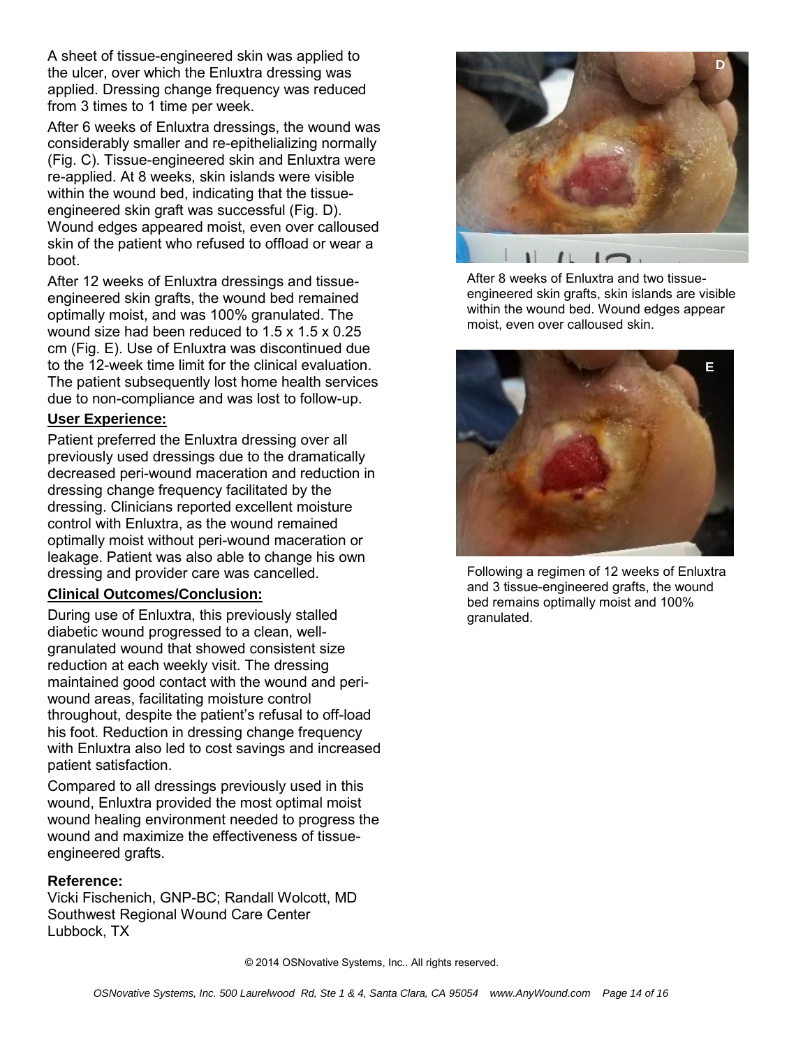A sheet of tissue-engineered skin was applied to the ulcer, over which the Enluxtra dressing was applied. Dressing change frequency was reduced from 3 times to 1 time per week.

After 6 weeks of Enluxtra dressings, the wound was considerably smaller and re-epithelializing normally (Fig. C). Tissue-engineered skin and Enluxtra were re-applied. At 8 weeks, skin islands were visible within the wound bed, indicating that the tissue-engineered skin graft was successful (Fig. D). Wound edges appeared moist, even over calloused skin of the patient who refused to offload or wear a boot.

After 12 weeks of Enluxtra dressings and tissue-engineered skin grafts, the wound bed remained optimally moist, and was 100% granulated. The wound size had been reduced to 1.5 x 1.5 x 0.25 cm (Fig. E). Use of Enluxtra was discontinued due to the 12-week time limit for the clinical evaluation. The patient subsequently lost home health services due to non-compliance and was lost to follow-up.

**User Experience:**

Patient preferred the Enluxtra dressing over all previously used dressings due to the dramatically decreased peri-wound maceration and reduction in dressing change frequency facilitated by the dressing. Clinicians reported excellent moisture control with Enluxtra, as the wound remained optimally moist without peri-wound maceration or leakage. Patient was also able to change his own dressing and provider care was cancelled.

**Clinical Outcomes/Conclusion:**

During use of Enluxtra, this previously stalled diabetic wound progressed to a clean, well-granulated wound that showed consistent size reduction at each weekly visit. The dressing maintained good contact with the wound and peri-wound areas, facilitating moisture control throughout, despite the patient's refusal to off-load his foot. Reduction in dressing change frequency with Enluxtra also led to cost savings and increased patient satisfaction.

Compared to all dressings previously used in this wound, Enluxtra provided the most optimal moist wound healing environment needed to progress the wound and maximize the effectiveness of tissue-engineered grafts.

**Reference:**
Vicki Fischenich, GNP-BC; Randall Wolcott, MD
Southwest Regional Wound Care Center
Lubbock, TX

After 8 weeks of Enluxtra and two tissue-engineered skin grafts, skin islands are visible within the wound bed. Wound edges appear moist, even over calloused skin.

Following a regimen of 12 weeks of Enluxtra and 3 tissue-engineered grafts, the wound bed remains optimally moist and 100% granulated.

© 2014 OSNovative Systems, Inc.. All rights reserved.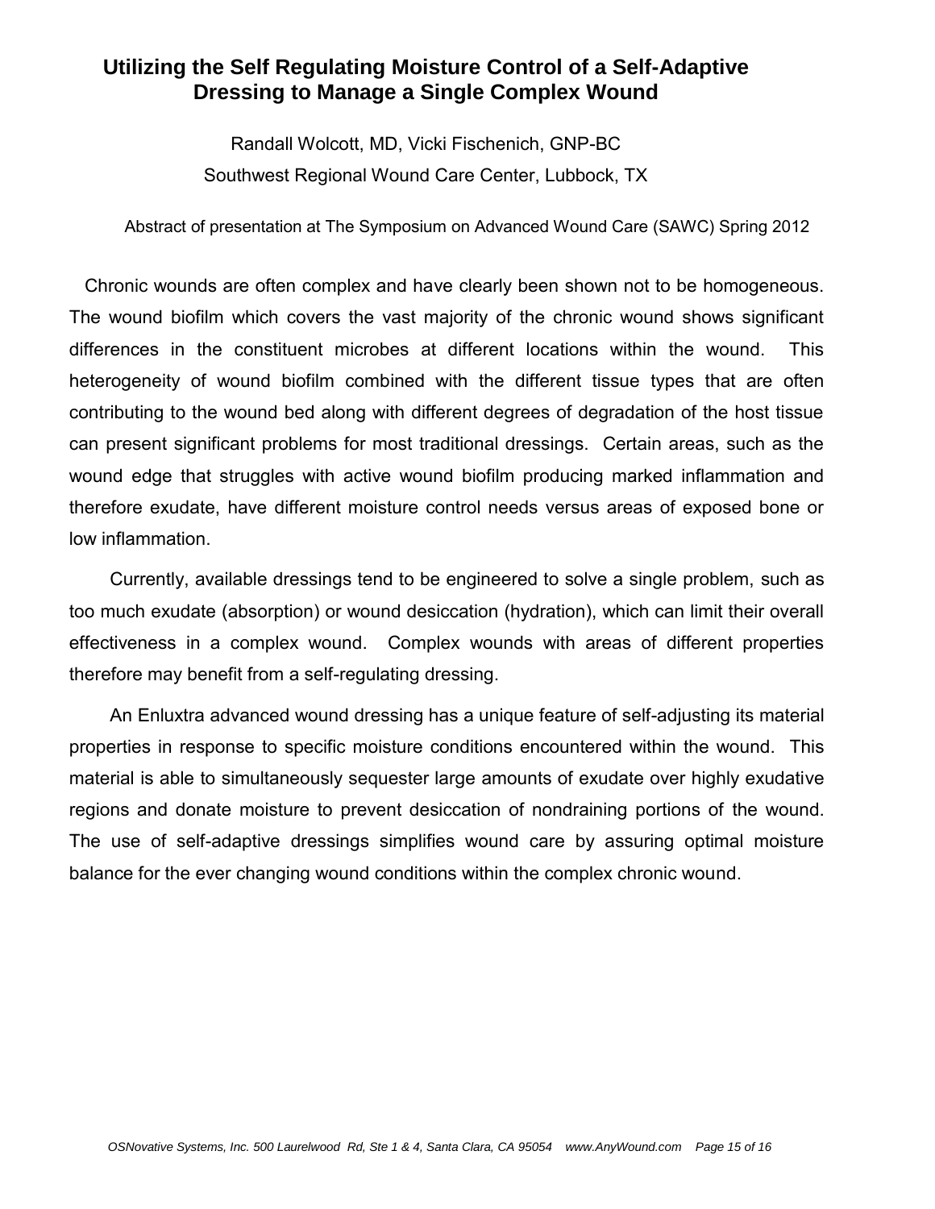## Utilizing the Self Regulating Moisture Control of a Self-Adaptive Dressing to Manage a Single Complex Wound

Randall Wolcott, MD, Vicki Fischenich, GNP-BC
Southwest Regional Wound Care Center, Lubbock, TX

Abstract of presentation at The Symposium on Advanced Wound Care (SAWC) Spring 2012

Chronic wounds are often complex and have clearly been shown not to be homogeneous. The wound biofilm which covers the vast majority of the chronic wound shows significant differences in the constituent microbes at different locations within the wound. This heterogeneity of wound biofilm combined with the different tissue types that are often contributing to the wound bed along with different degrees of degradation of the host tissue can present significant problems for most traditional dressings. Certain areas, such as the wound edge that struggles with active wound biofilm producing marked inflammation and therefore exudate, have different moisture control needs versus areas of exposed bone or low inflammation.

Currently, available dressings tend to be engineered to solve a single problem, such as too much exudate (absorption) or wound desiccation (hydration), which can limit their overall effectiveness in a complex wound. Complex wounds with areas of different properties therefore may benefit from a self-regulating dressing.

An Enluxtra advanced wound dressing has a unique feature of self-adjusting its material properties in response to specific moisture conditions encountered within the wound. This material is able to simultaneously sequester large amounts of exudate over highly exudative regions and donate moisture to prevent desiccation of nondraining portions of the wound. The use of self-adaptive dressings simplifies wound care by assuring optimal moisture balance for the ever changing wound conditions within the complex chronic wound.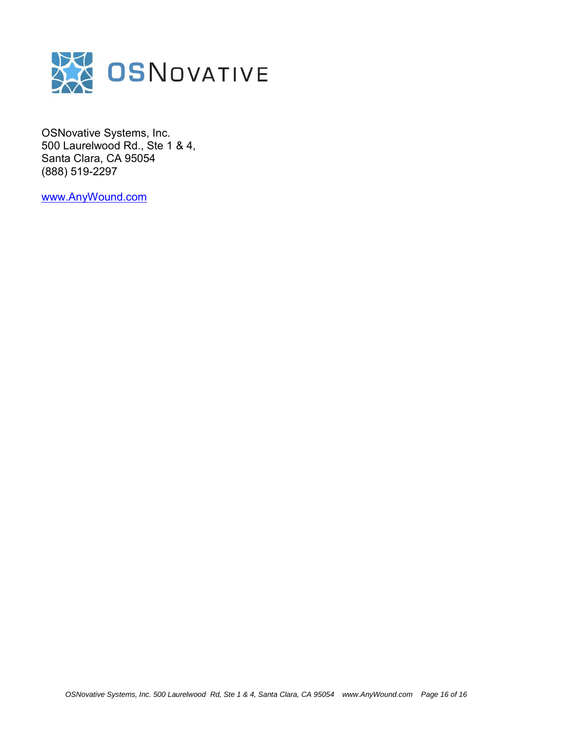OSNOVATIVE

OSNovative Systems, Inc.
500 Laurelwood Rd., Ste 1 & 4,
Santa Clara, CA 95054
(888) 519-2297

[www.AnyWound.com](http://www.AnyWound.com)